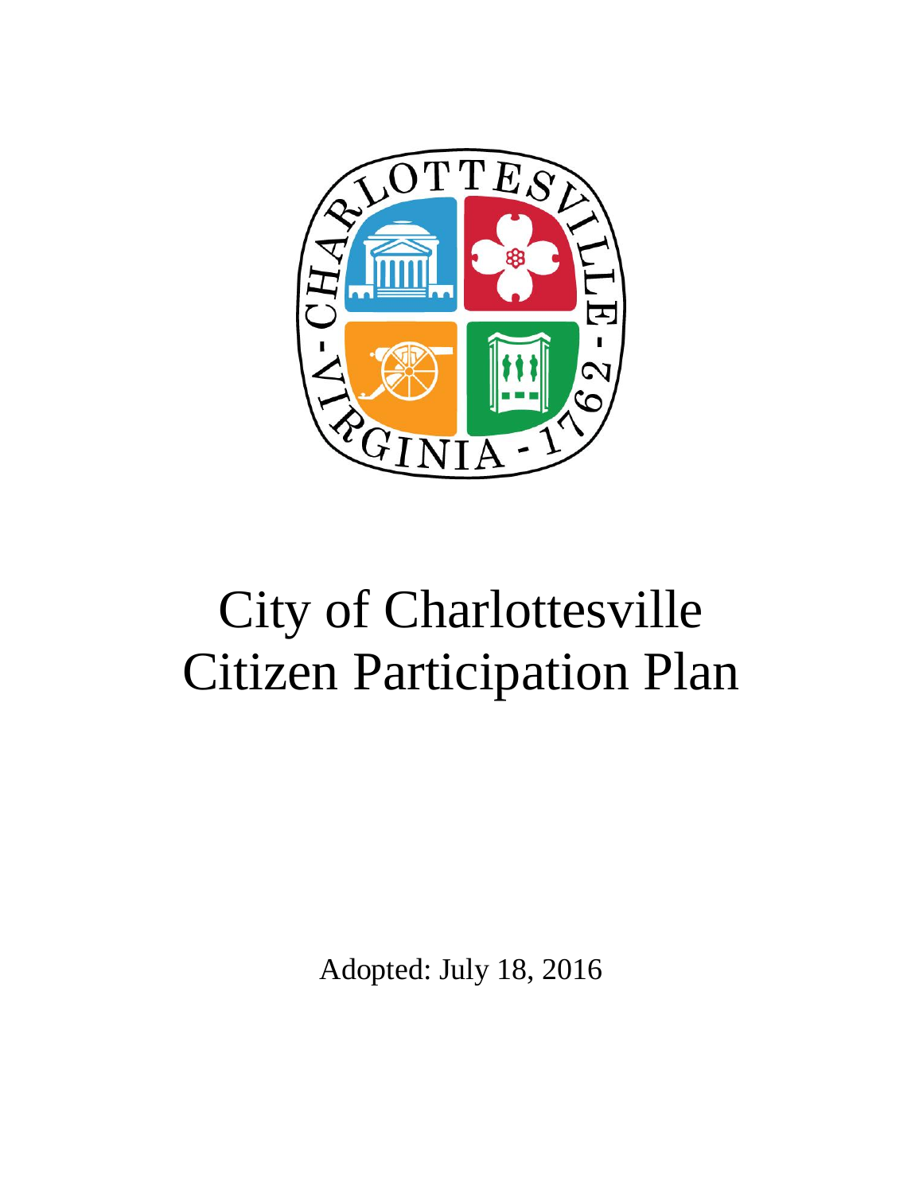# City of Charlottesville Citizen Participation Plan

Adopted: July 18, 2016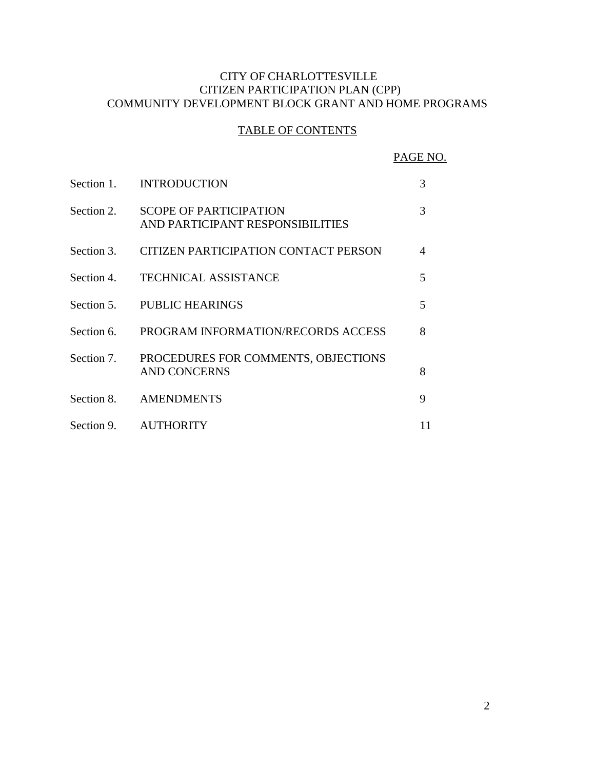CITY OF CHARLOTTESVILLE
CITIZEN PARTICIPATION PLAN (CPP)
COMMUNITY DEVELOPMENT BLOCK GRANT AND HOME PROGRAMS

TABLE OF CONTENTS

| | | PAGE NO. |
|---|---|---|
| Section 1. | INTRODUCTION | 3 |
| Section 2. | SCOPE OF PARTICIPATION AND PARTICIPANT RESPONSIBILITIES | 3 |
| Section 3. | CITIZEN PARTICIPATION CONTACT PERSON | 4 |
| Section 4. | TECHNICAL ASSISTANCE | 5 |
| Section 5. | PUBLIC HEARINGS | 5 |
| Section 6. | PROGRAM INFORMATION/RECORDS ACCESS | 8 |
| Section 7. | PROCEDURES FOR COMMENTS, OBJECTIONS AND CONCERNS | 8 |
| Section 8. | AMENDMENTS | 9 |
| Section 9. | AUTHORITY | 11 |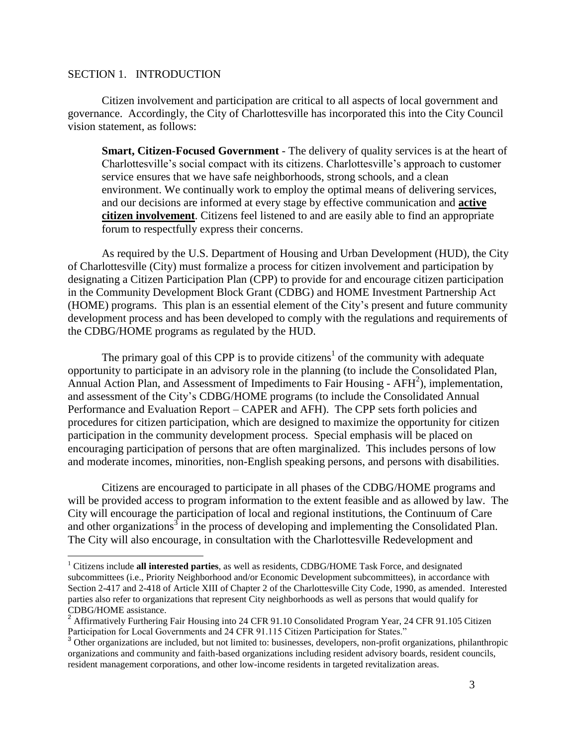## SECTION 1. INTRODUCTION

Citizen involvement and participation are critical to all aspects of local government and governance. Accordingly, the City of Charlottesville has incorporated this into the City Council vision statement, as follows:

> **Smart, Citizen-Focused Government** - The delivery of quality services is at the heart of Charlottesville's social compact with its citizens. Charlottesville's approach to customer service ensures that we have safe neighborhoods, strong schools, and a clean environment. We continually work to employ the optimal means of delivering services, and our decisions are informed at every stage by effective communication and **active citizen involvement**. Citizens feel listened to and are easily able to find an appropriate forum to respectfully express their concerns.

As required by the U.S. Department of Housing and Urban Development (HUD), the City of Charlottesville (City) must formalize a process for citizen involvement and participation by designating a Citizen Participation Plan (CPP) to provide for and encourage citizen participation in the Community Development Block Grant (CDBG) and HOME Investment Partnership Act (HOME) programs. This plan is an essential element of the City's present and future community development process and has been developed to comply with the regulations and requirements of the CDBG/HOME programs as regulated by the HUD.

The primary goal of this CPP is to provide citizens[1] of the community with adequate opportunity to participate in an advisory role in the planning (to include the Consolidated Plan, Annual Action Plan, and Assessment of Impediments to Fair Housing - AFH[2]), implementation, and assessment of the City's CDBG/HOME programs (to include the Consolidated Annual Performance and Evaluation Report – CAPER and AFH). The CPP sets forth policies and procedures for citizen participation, which are designed to maximize the opportunity for citizen participation in the community development process. Special emphasis will be placed on encouraging participation of persons that are often marginalized. This includes persons of low and moderate incomes, minorities, non-English speaking persons, and persons with disabilities.

Citizens are encouraged to participate in all phases of the CDBG/HOME programs and will be provided access to program information to the extent feasible and as allowed by law. The City will encourage the participation of local and regional institutions, the Continuum of Care and other organizations[3] in the process of developing and implementing the Consolidated Plan. The City will also encourage, in consultation with the Charlottesville Redevelopment and

---

[1] Citizens include **all interested parties**, as well as residents, CDBG/HOME Task Force, and designated subcommittees (i.e., Priority Neighborhood and/or Economic Development subcommittees), in accordance with Section 2-417 and 2-418 of Article XIII of Chapter 2 of the Charlottesville City Code, 1990, as amended. Interested parties also refer to organizations that represent City neighborhoods as well as persons that would qualify for CDBG/HOME assistance.

[2] Affirmatively Furthering Fair Housing into 24 CFR 91.10 Consolidated Program Year, 24 CFR 91.105 Citizen Participation for Local Governments and 24 CFR 91.115 Citizen Participation for States."

[3] Other organizations are included, but not limited to: businesses, developers, non-profit organizations, philanthropic organizations and community and faith-based organizations including resident advisory boards, resident councils, resident management corporations, and other low-income residents in targeted revitalization areas.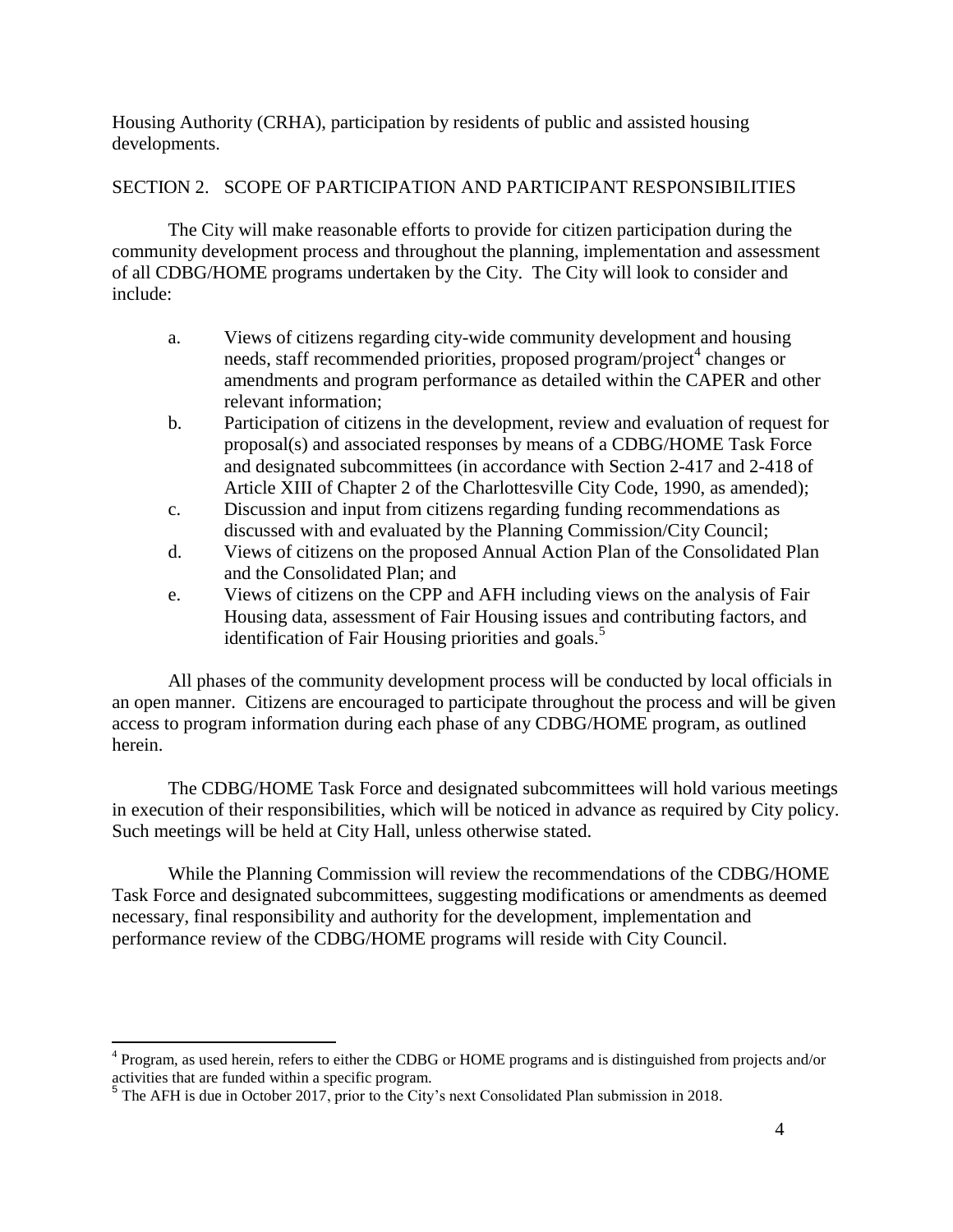Housing Authority (CRHA), participation by residents of public and assisted housing developments.

## SECTION 2. SCOPE OF PARTICIPATION AND PARTICIPANT RESPONSIBILITIES

The City will make reasonable efforts to provide for citizen participation during the community development process and throughout the planning, implementation and assessment of all CDBG/HOME programs undertaken by the City. The City will look to consider and include:

a. Views of citizens regarding city-wide community development and housing needs, staff recommended priorities, proposed program/project[4] changes or amendments and program performance as detailed within the CAPER and other relevant information;

b. Participation of citizens in the development, review and evaluation of request for proposal(s) and associated responses by means of a CDBG/HOME Task Force and designated subcommittees (in accordance with Section 2-417 and 2-418 of Article XIII of Chapter 2 of the Charlottesville City Code, 1990, as amended);

c. Discussion and input from citizens regarding funding recommendations as discussed with and evaluated by the Planning Commission/City Council;

d. Views of citizens on the proposed Annual Action Plan of the Consolidated Plan and the Consolidated Plan; and

e. Views of citizens on the CPP and AFH including views on the analysis of Fair Housing data, assessment of Fair Housing issues and contributing factors, and identification of Fair Housing priorities and goals.[5]

All phases of the community development process will be conducted by local officials in an open manner. Citizens are encouraged to participate throughout the process and will be given access to program information during each phase of any CDBG/HOME program, as outlined herein.

The CDBG/HOME Task Force and designated subcommittees will hold various meetings in execution of their responsibilities, which will be noticed in advance as required by City policy. Such meetings will be held at City Hall, unless otherwise stated.

While the Planning Commission will review the recommendations of the CDBG/HOME Task Force and designated subcommittees, suggesting modifications or amendments as deemed necessary, final responsibility and authority for the development, implementation and performance review of the CDBG/HOME programs will reside with City Council.

---

[4] Program, as used herein, refers to either the CDBG or HOME programs and is distinguished from projects and/or activities that are funded within a specific program.

[5] The AFH is due in October 2017, prior to the City's next Consolidated Plan submission in 2018.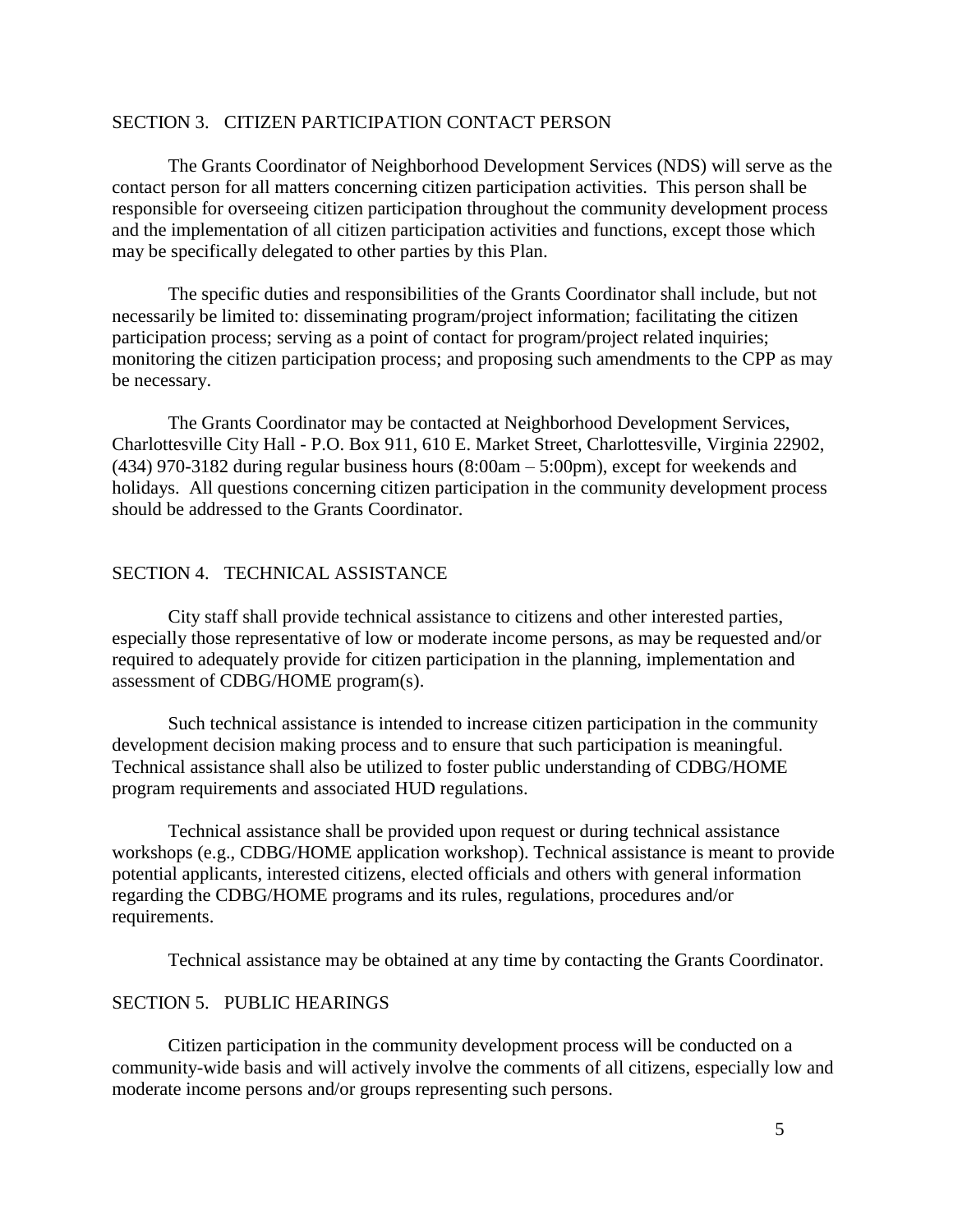## SECTION 3. CITIZEN PARTICIPATION CONTACT PERSON

The Grants Coordinator of Neighborhood Development Services (NDS) will serve as the contact person for all matters concerning citizen participation activities. This person shall be responsible for overseeing citizen participation throughout the community development process and the implementation of all citizen participation activities and functions, except those which may be specifically delegated to other parties by this Plan.

The specific duties and responsibilities of the Grants Coordinator shall include, but not necessarily be limited to: disseminating program/project information; facilitating the citizen participation process; serving as a point of contact for program/project related inquiries; monitoring the citizen participation process; and proposing such amendments to the CPP as may be necessary.

The Grants Coordinator may be contacted at Neighborhood Development Services, Charlottesville City Hall - P.O. Box 911, 610 E. Market Street, Charlottesville, Virginia 22902, (434) 970-3182 during regular business hours (8:00am – 5:00pm), except for weekends and holidays. All questions concerning citizen participation in the community development process should be addressed to the Grants Coordinator.

## SECTION 4. TECHNICAL ASSISTANCE

City staff shall provide technical assistance to citizens and other interested parties, especially those representative of low or moderate income persons, as may be requested and/or required to adequately provide for citizen participation in the planning, implementation and assessment of CDBG/HOME program(s).

Such technical assistance is intended to increase citizen participation in the community development decision making process and to ensure that such participation is meaningful. Technical assistance shall also be utilized to foster public understanding of CDBG/HOME program requirements and associated HUD regulations.

Technical assistance shall be provided upon request or during technical assistance workshops (e.g., CDBG/HOME application workshop). Technical assistance is meant to provide potential applicants, interested citizens, elected officials and others with general information regarding the CDBG/HOME programs and its rules, regulations, procedures and/or requirements.

Technical assistance may be obtained at any time by contacting the Grants Coordinator.

## SECTION 5. PUBLIC HEARINGS

Citizen participation in the community development process will be conducted on a community-wide basis and will actively involve the comments of all citizens, especially low and moderate income persons and/or groups representing such persons.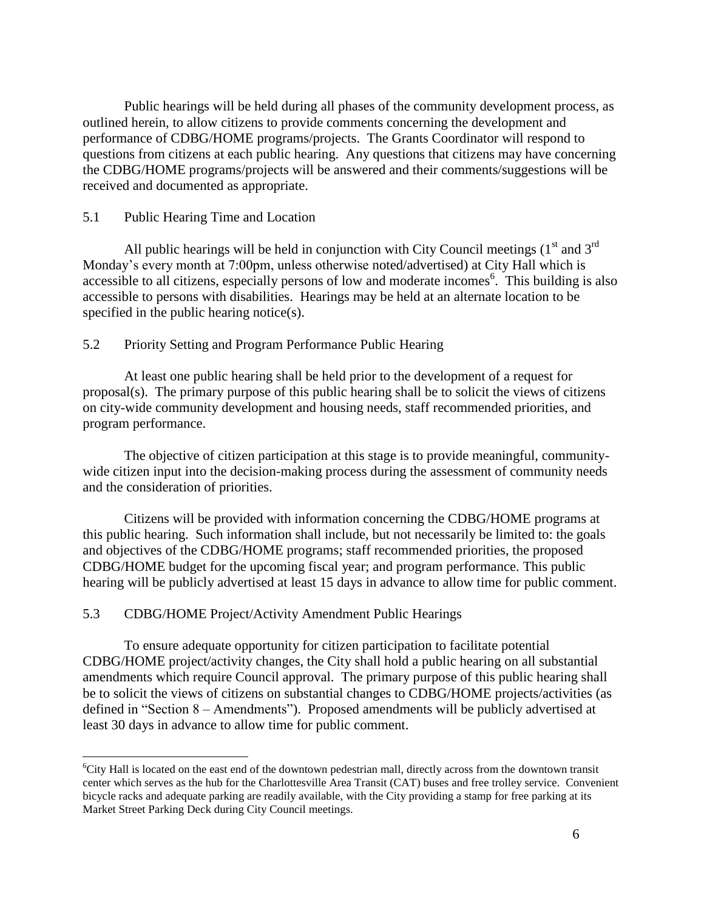Public hearings will be held during all phases of the community development process, as outlined herein, to allow citizens to provide comments concerning the development and performance of CDBG/HOME programs/projects. The Grants Coordinator will respond to questions from citizens at each public hearing. Any questions that citizens may have concerning the CDBG/HOME programs/projects will be answered and their comments/suggestions will be received and documented as appropriate.

## 5.1 Public Hearing Time and Location

All public hearings will be held in conjunction with City Council meetings (1st and 3rd Monday's every month at 7:00pm, unless otherwise noted/advertised) at City Hall which is accessible to all citizens, especially persons of low and moderate incomes[6]. This building is also accessible to persons with disabilities. Hearings may be held at an alternate location to be specified in the public hearing notice(s).

## 5.2 Priority Setting and Program Performance Public Hearing

At least one public hearing shall be held prior to the development of a request for proposal(s). The primary purpose of this public hearing shall be to solicit the views of citizens on city-wide community development and housing needs, staff recommended priorities, and program performance.

The objective of citizen participation at this stage is to provide meaningful, community-wide citizen input into the decision-making process during the assessment of community needs and the consideration of priorities.

Citizens will be provided with information concerning the CDBG/HOME programs at this public hearing. Such information shall include, but not necessarily be limited to: the goals and objectives of the CDBG/HOME programs; staff recommended priorities, the proposed CDBG/HOME budget for the upcoming fiscal year; and program performance. This public hearing will be publicly advertised at least 15 days in advance to allow time for public comment.

## 5.3 CDBG/HOME Project/Activity Amendment Public Hearings

To ensure adequate opportunity for citizen participation to facilitate potential CDBG/HOME project/activity changes, the City shall hold a public hearing on all substantial amendments which require Council approval. The primary purpose of this public hearing shall be to solicit the views of citizens on substantial changes to CDBG/HOME projects/activities (as defined in "Section 8 – Amendments"). Proposed amendments will be publicly advertised at least 30 days in advance to allow time for public comment.

---

[6] City Hall is located on the east end of the downtown pedestrian mall, directly across from the downtown transit center which serves as the hub for the Charlottesville Area Transit (CAT) buses and free trolley service. Convenient bicycle racks and adequate parking are readily available, with the City providing a stamp for free parking at its Market Street Parking Deck during City Council meetings.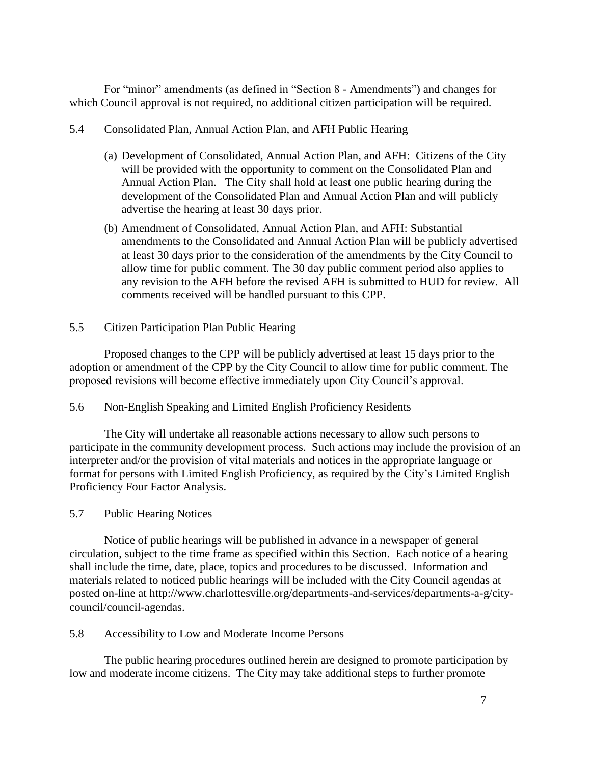For "minor" amendments (as defined in "Section 8 - Amendments") and changes for which Council approval is not required, no additional citizen participation will be required.

### 5.4 Consolidated Plan, Annual Action Plan, and AFH Public Hearing

(a) Development of Consolidated, Annual Action Plan, and AFH: Citizens of the City will be provided with the opportunity to comment on the Consolidated Plan and Annual Action Plan. The City shall hold at least one public hearing during the development of the Consolidated Plan and Annual Action Plan and will publicly advertise the hearing at least 30 days prior.

(b) Amendment of Consolidated, Annual Action Plan, and AFH: Substantial amendments to the Consolidated and Annual Action Plan will be publicly advertised at least 30 days prior to the consideration of the amendments by the City Council to allow time for public comment. The 30 day public comment period also applies to any revision to the AFH before the revised AFH is submitted to HUD for review. All comments received will be handled pursuant to this CPP.

### 5.5 Citizen Participation Plan Public Hearing

Proposed changes to the CPP will be publicly advertised at least 15 days prior to the adoption or amendment of the CPP by the City Council to allow time for public comment. The proposed revisions will become effective immediately upon City Council's approval.

### 5.6 Non-English Speaking and Limited English Proficiency Residents

The City will undertake all reasonable actions necessary to allow such persons to participate in the community development process. Such actions may include the provision of an interpreter and/or the provision of vital materials and notices in the appropriate language or format for persons with Limited English Proficiency, as required by the City's Limited English Proficiency Four Factor Analysis.

### 5.7 Public Hearing Notices

Notice of public hearings will be published in advance in a newspaper of general circulation, subject to the time frame as specified within this Section. Each notice of a hearing shall include the time, date, place, topics and procedures to be discussed. Information and materials related to noticed public hearings will be included with the City Council agendas at posted on-line at http://www.charlottesville.org/departments-and-services/departments-a-g/city-council/council-agendas.

### 5.8 Accessibility to Low and Moderate Income Persons

The public hearing procedures outlined herein are designed to promote participation by low and moderate income citizens. The City may take additional steps to further promote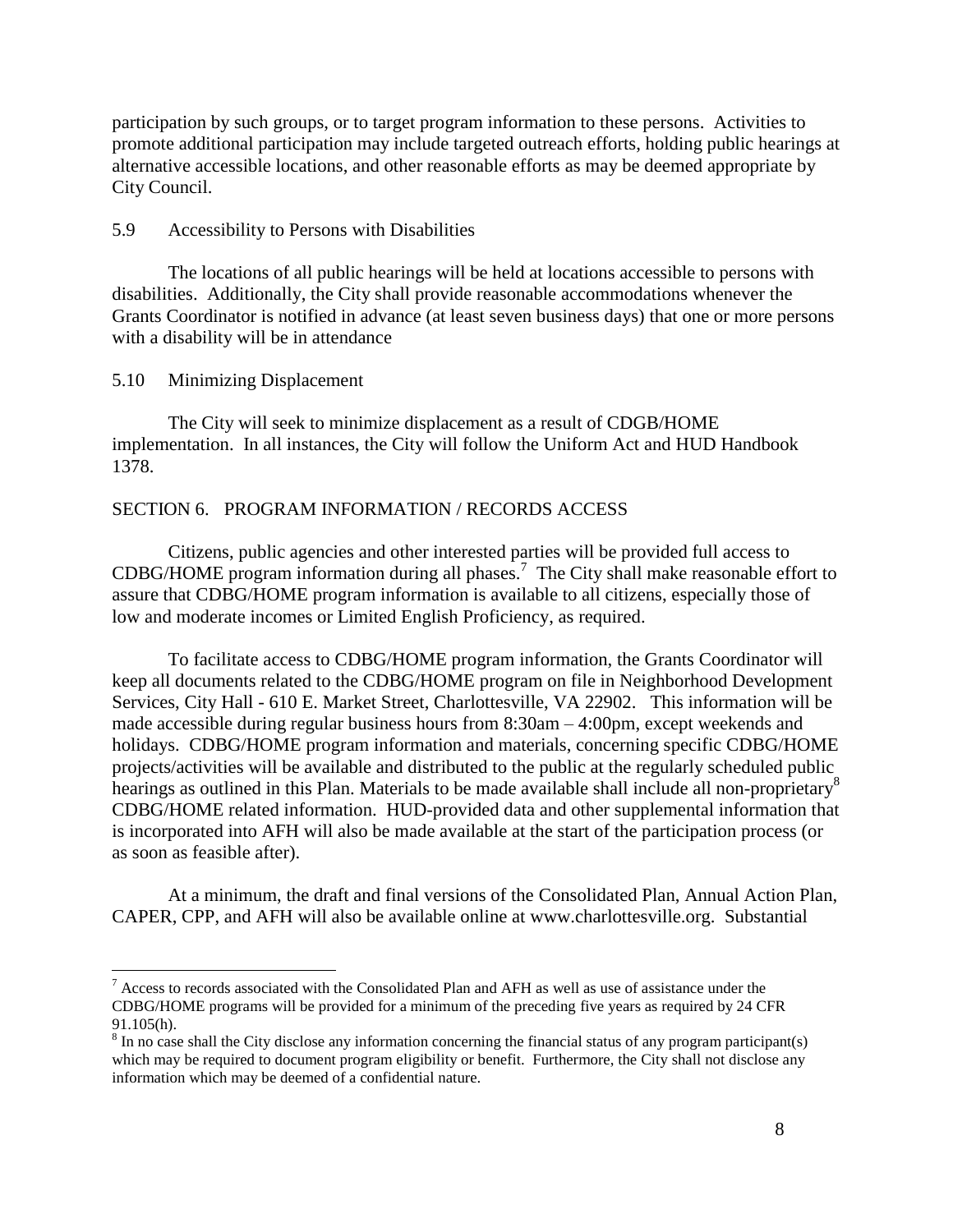participation by such groups, or to target program information to these persons. Activities to promote additional participation may include targeted outreach efforts, holding public hearings at alternative accessible locations, and other reasonable efforts as may be deemed appropriate by City Council.

### 5.9 Accessibility to Persons with Disabilities

The locations of all public hearings will be held at locations accessible to persons with disabilities. Additionally, the City shall provide reasonable accommodations whenever the Grants Coordinator is notified in advance (at least seven business days) that one or more persons with a disability will be in attendance

### 5.10 Minimizing Displacement

The City will seek to minimize displacement as a result of CDGB/HOME implementation. In all instances, the City will follow the Uniform Act and HUD Handbook 1378.

## SECTION 6. PROGRAM INFORMATION / RECORDS ACCESS

Citizens, public agencies and other interested parties will be provided full access to CDBG/HOME program information during all phases.[7] The City shall make reasonable effort to assure that CDBG/HOME program information is available to all citizens, especially those of low and moderate incomes or Limited English Proficiency, as required.

To facilitate access to CDBG/HOME program information, the Grants Coordinator will keep all documents related to the CDBG/HOME program on file in Neighborhood Development Services, City Hall - 610 E. Market Street, Charlottesville, VA 22902. This information will be made accessible during regular business hours from 8:30am – 4:00pm, except weekends and holidays. CDBG/HOME program information and materials, concerning specific CDBG/HOME projects/activities will be available and distributed to the public at the regularly scheduled public hearings as outlined in this Plan. Materials to be made available shall include all non-proprietary[8] CDBG/HOME related information. HUD-provided data and other supplemental information that is incorporated into AFH will also be made available at the start of the participation process (or as soon as feasible after).

At a minimum, the draft and final versions of the Consolidated Plan, Annual Action Plan, CAPER, CPP, and AFH will also be available online at www.charlottesville.org. Substantial

---

[7] Access to records associated with the Consolidated Plan and AFH as well as use of assistance under the CDBG/HOME programs will be provided for a minimum of the preceding five years as required by 24 CFR 91.105(h).

[8] In no case shall the City disclose any information concerning the financial status of any program participant(s) which may be required to document program eligibility or benefit. Furthermore, the City shall not disclose any information which may be deemed of a confidential nature.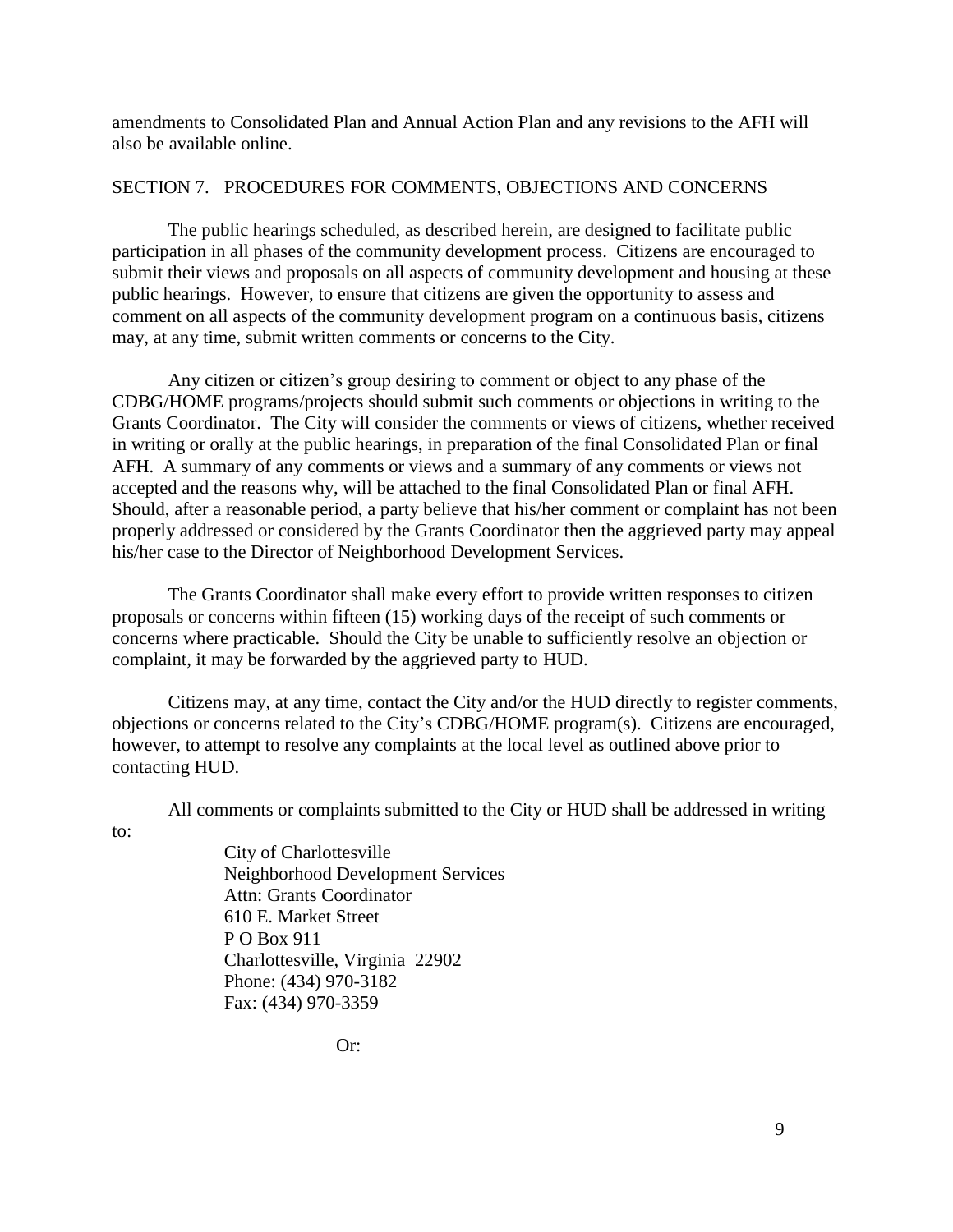amendments to Consolidated Plan and Annual Action Plan and any revisions to the AFH will also be available online.

## SECTION 7. PROCEDURES FOR COMMENTS, OBJECTIONS AND CONCERNS

The public hearings scheduled, as described herein, are designed to facilitate public participation in all phases of the community development process. Citizens are encouraged to submit their views and proposals on all aspects of community development and housing at these public hearings. However, to ensure that citizens are given the opportunity to assess and comment on all aspects of the community development program on a continuous basis, citizens may, at any time, submit written comments or concerns to the City.

Any citizen or citizen's group desiring to comment or object to any phase of the CDBG/HOME programs/projects should submit such comments or objections in writing to the Grants Coordinator. The City will consider the comments or views of citizens, whether received in writing or orally at the public hearings, in preparation of the final Consolidated Plan or final AFH. A summary of any comments or views and a summary of any comments or views not accepted and the reasons why, will be attached to the final Consolidated Plan or final AFH. Should, after a reasonable period, a party believe that his/her comment or complaint has not been properly addressed or considered by the Grants Coordinator then the aggrieved party may appeal his/her case to the Director of Neighborhood Development Services.

The Grants Coordinator shall make every effort to provide written responses to citizen proposals or concerns within fifteen (15) working days of the receipt of such comments or concerns where practicable. Should the City be unable to sufficiently resolve an objection or complaint, it may be forwarded by the aggrieved party to HUD.

Citizens may, at any time, contact the City and/or the HUD directly to register comments, objections or concerns related to the City's CDBG/HOME program(s). Citizens are encouraged, however, to attempt to resolve any complaints at the local level as outlined above prior to contacting HUD.

All comments or complaints submitted to the City or HUD shall be addressed in writing to:

City of Charlottesville  
Neighborhood Development Services  
Attn: Grants Coordinator  
610 E. Market Street  
P O Box 911  
Charlottesville, Virginia 22902  
Phone: (434) 970-3182  
Fax: (434) 970-3359

Or: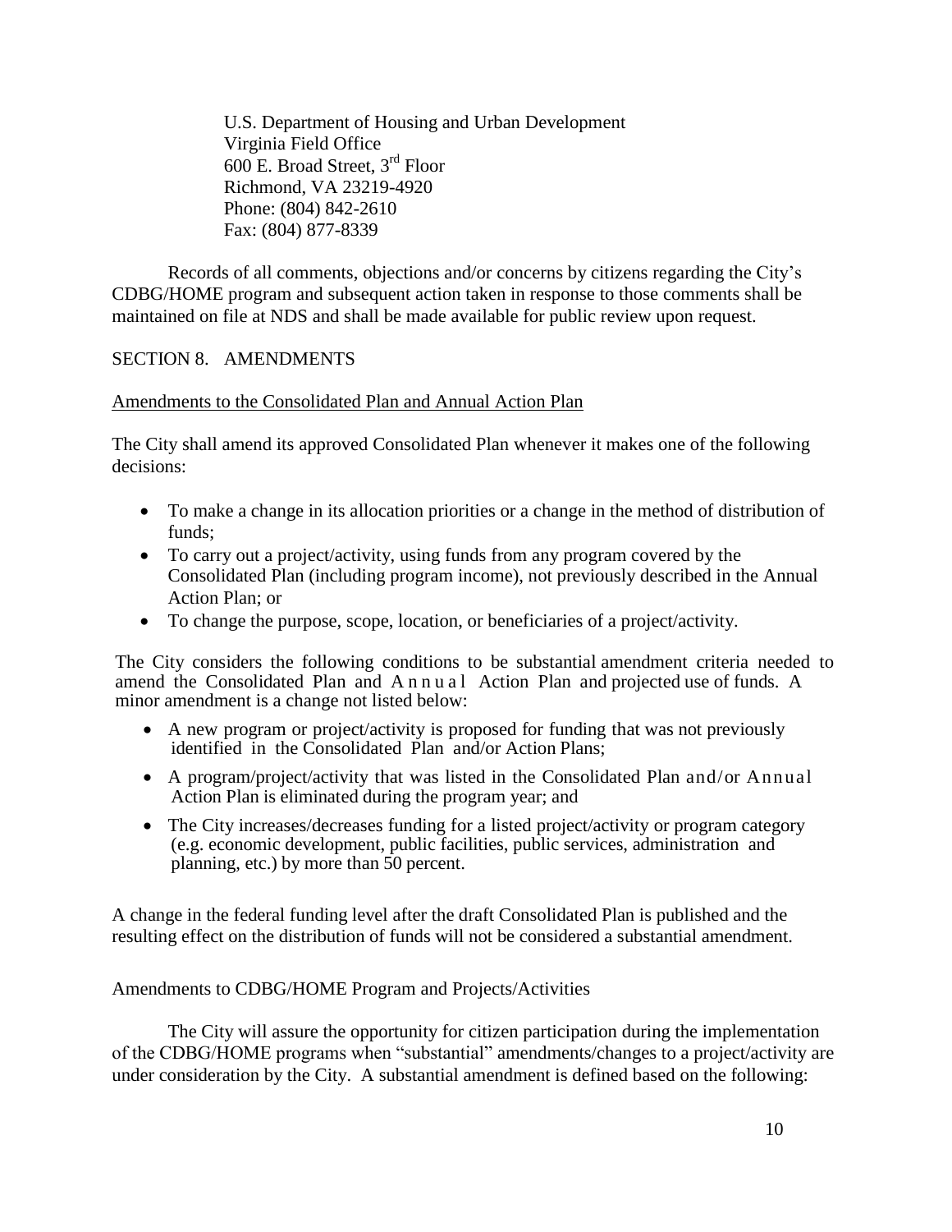U.S. Department of Housing and Urban Development
Virginia Field Office
600 E. Broad Street, 3rd Floor
Richmond, VA 23219-4920
Phone: (804) 842-2610
Fax: (804) 877-8339

Records of all comments, objections and/or concerns by citizens regarding the City's CDBG/HOME program and subsequent action taken in response to those comments shall be maintained on file at NDS and shall be made available for public review upon request.

## SECTION 8. AMENDMENTS

### Amendments to the Consolidated Plan and Annual Action Plan

The City shall amend its approved Consolidated Plan whenever it makes one of the following decisions:

- To make a change in its allocation priorities or a change in the method of distribution of funds;
- To carry out a project/activity, using funds from any program covered by the Consolidated Plan (including program income), not previously described in the Annual Action Plan; or
- To change the purpose, scope, location, or beneficiaries of a project/activity.

The City considers the following conditions to be substantial amendment criteria needed to amend the Consolidated Plan and Annual Action Plan and projected use of funds. A minor amendment is a change not listed below:

- A new program or project/activity is proposed for funding that was not previously identified in the Consolidated Plan and/or Action Plans;
- A program/project/activity that was listed in the Consolidated Plan and/or Annual Action Plan is eliminated during the program year; and
- The City increases/decreases funding for a listed project/activity or program category (e.g. economic development, public facilities, public services, administration and planning, etc.) by more than 50 percent.

A change in the federal funding level after the draft Consolidated Plan is published and the resulting effect on the distribution of funds will not be considered a substantial amendment.

### Amendments to CDBG/HOME Program and Projects/Activities

The City will assure the opportunity for citizen participation during the implementation of the CDBG/HOME programs when "substantial" amendments/changes to a project/activity are under consideration by the City. A substantial amendment is defined based on the following: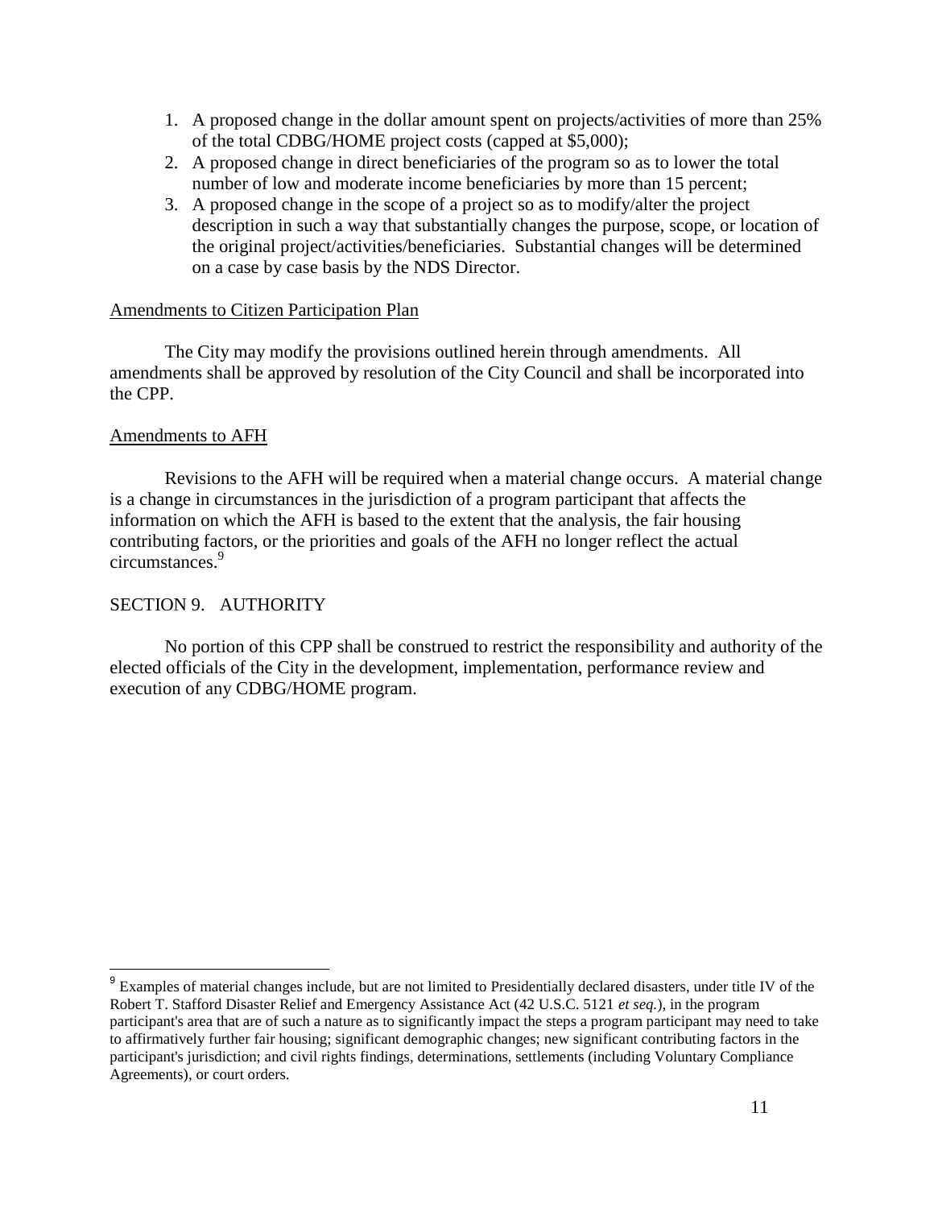1. A proposed change in the dollar amount spent on projects/activities of more than 25% of the total CDBG/HOME project costs (capped at $5,000);
2. A proposed change in direct beneficiaries of the program so as to lower the total number of low and moderate income beneficiaries by more than 15 percent;
3. A proposed change in the scope of a project so as to modify/alter the project description in such a way that substantially changes the purpose, scope, or location of the original project/activities/beneficiaries. Substantial changes will be determined on a case by case basis by the NDS Director.

<u>Amendments to Citizen Participation Plan</u>

The City may modify the provisions outlined herein through amendments. All amendments shall be approved by resolution of the City Council and shall be incorporated into the CPP.

<u>Amendments to AFH</u>

Revisions to the AFH will be required when a material change occurs. A material change is a change in circumstances in the jurisdiction of a program participant that affects the information on which the AFH is based to the extent that the analysis, the fair housing contributing factors, or the priorities and goals of the AFH no longer reflect the actual circumstances.[9]

## SECTION 9. AUTHORITY

No portion of this CPP shall be construed to restrict the responsibility and authority of the elected officials of the City in the development, implementation, performance review and execution of any CDBG/HOME program.

---

[9] Examples of material changes include, but are not limited to Presidentially declared disasters, under title IV of the Robert T. Stafford Disaster Relief and Emergency Assistance Act (42 U.S.C. 5121 *et seq.*), in the program participant's area that are of such a nature as to significantly impact the steps a program participant may need to take to affirmatively further fair housing; significant demographic changes; new significant contributing factors in the participant's jurisdiction; and civil rights findings, determinations, settlements (including Voluntary Compliance Agreements), or court orders.